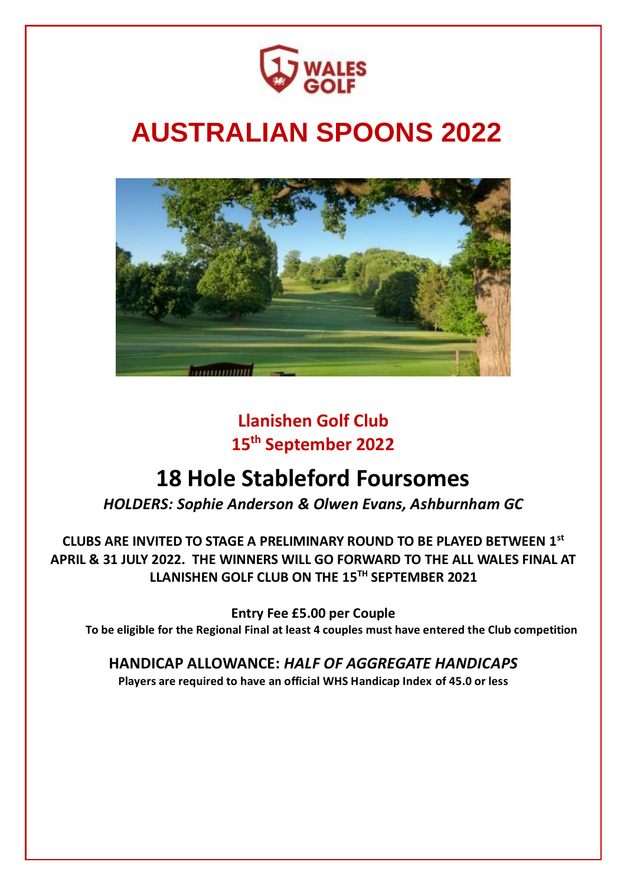# AUSTRALIAN SPOONS 2022

**Llanishen Golf Club**
**15th September 2022**

## 18 Hole Stableford Foursomes

***HOLDERS: Sophie Anderson & Olwen Evans, Ashburnham GC***

**CLUBS ARE INVITED TO STAGE A PRELIMINARY ROUND TO BE PLAYED BETWEEN 1st APRIL & 31 JULY 2022. THE WINNERS WILL GO FORWARD TO THE ALL WALES FINAL AT LLANISHEN GOLF CLUB ON THE 15TH SEPTEMBER 2021**

**Entry Fee £5.00 per Couple**

**To be eligible for the Regional Final at least 4 couples must have entered the Club competition**

**HANDICAP ALLOWANCE:** ***HALF OF AGGREGATE HANDICAPS***

**Players are required to have an official WHS Handicap Index of 45.0 or less**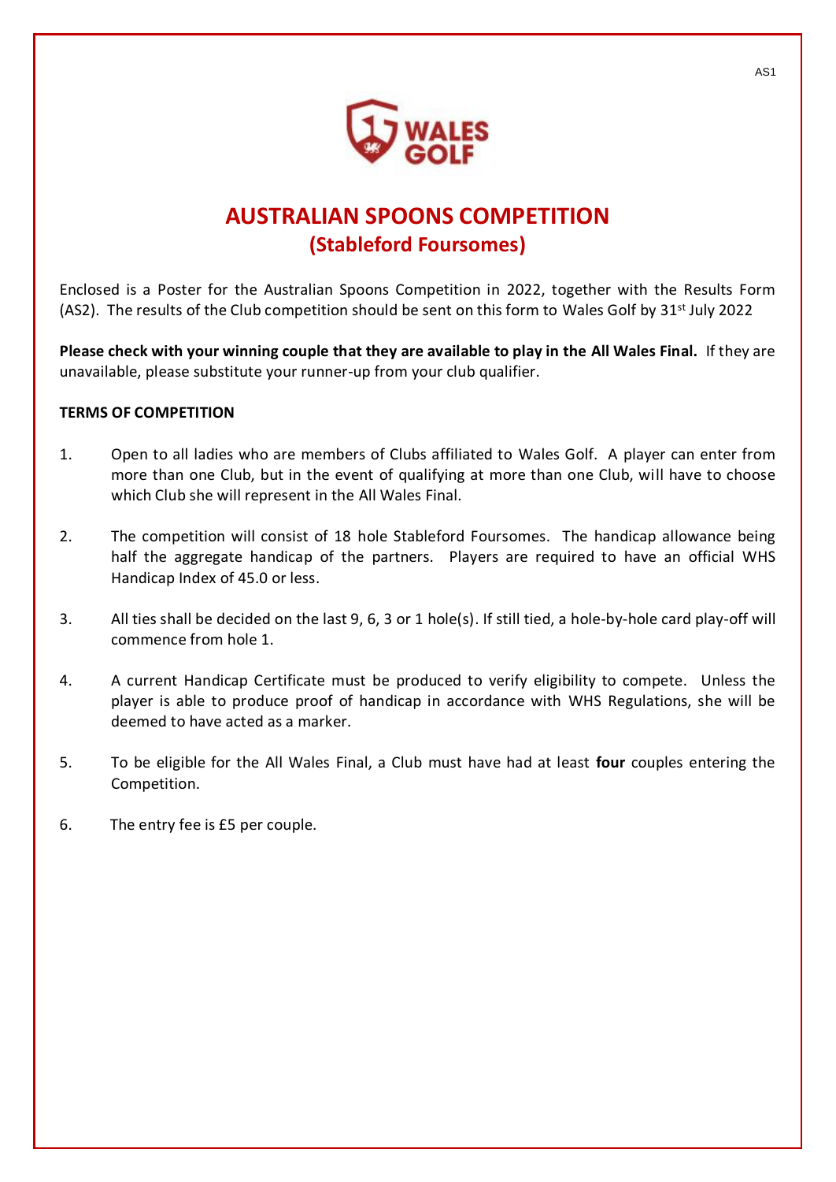AS1

# AUSTRALIAN SPOONS COMPETITION
## (Stableford Foursomes)

Enclosed is a Poster for the Australian Spoons Competition in 2022, together with the Results Form (AS2). The results of the Club competition should be sent on this form to Wales Golf by 31st July 2022

**Please check with your winning couple that they are available to play in the All Wales Final.** If they are unavailable, please substitute your runner-up from your club qualifier.

**TERMS OF COMPETITION**

1. Open to all ladies who are members of Clubs affiliated to Wales Golf. A player can enter from more than one Club, but in the event of qualifying at more than one Club, will have to choose which Club she will represent in the All Wales Final.

2. The competition will consist of 18 hole Stableford Foursomes. The handicap allowance being half the aggregate handicap of the partners. Players are required to have an official WHS Handicap Index of 45.0 or less.

3. All ties shall be decided on the last 9, 6, 3 or 1 hole(s). If still tied, a hole-by-hole card play-off will commence from hole 1.

4. A current Handicap Certificate must be produced to verify eligibility to compete. Unless the player is able to produce proof of handicap in accordance with WHS Regulations, she will be deemed to have acted as a marker.

5. To be eligible for the All Wales Final, a Club must have had at least **four** couples entering the Competition.

6. The entry fee is £5 per couple.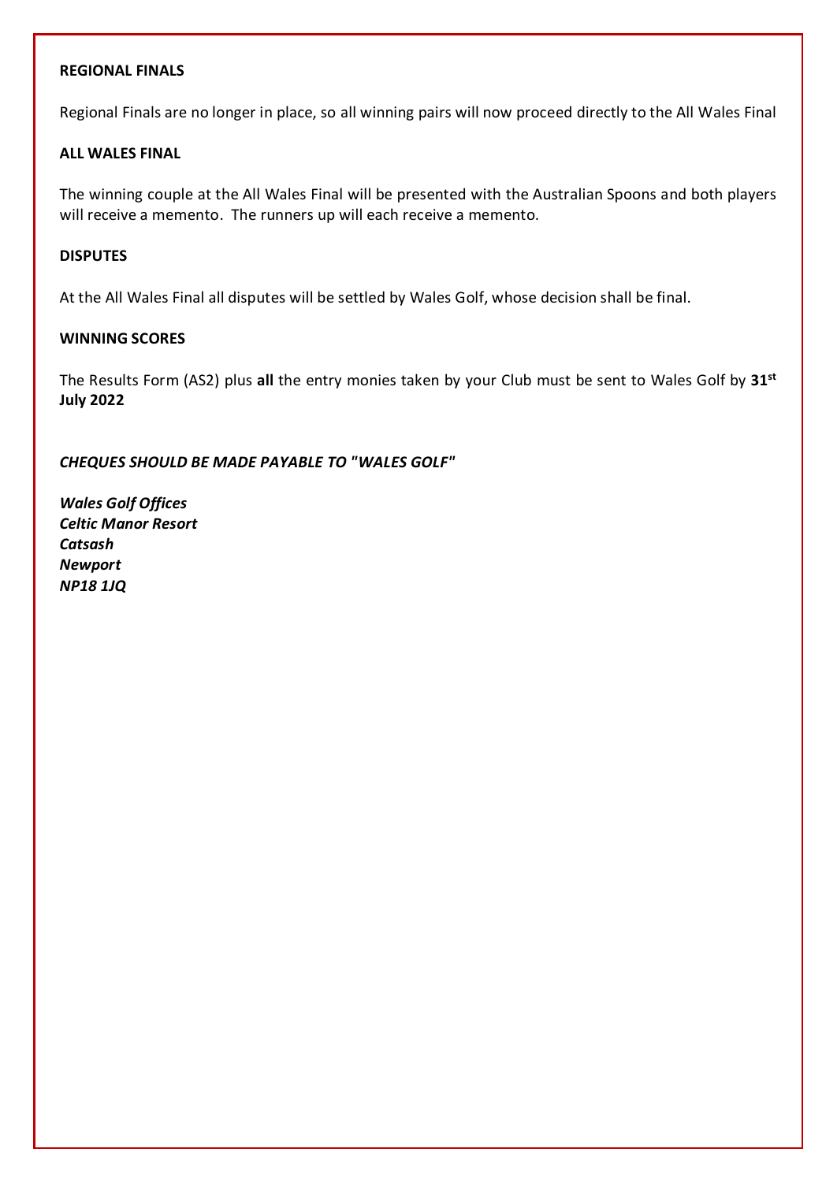**REGIONAL FINALS**

Regional Finals are no longer in place, so all winning pairs will now proceed directly to the All Wales Final

**ALL WALES FINAL**

The winning couple at the All Wales Final will be presented with the Australian Spoons and both players will receive a memento. The runners up will each receive a memento.

**DISPUTES**

At the All Wales Final all disputes will be settled by Wales Golf, whose decision shall be final.

**WINNING SCORES**

The Results Form (AS2) plus **all** the entry monies taken by your Club must be sent to Wales Golf by **31st July 2022**

***CHEQUES SHOULD BE MADE PAYABLE TO "WALES GOLF"***

***Wales Golf Offices***
***Celtic Manor Resort***
***Catsash***
***Newport***
***NP18 1JQ***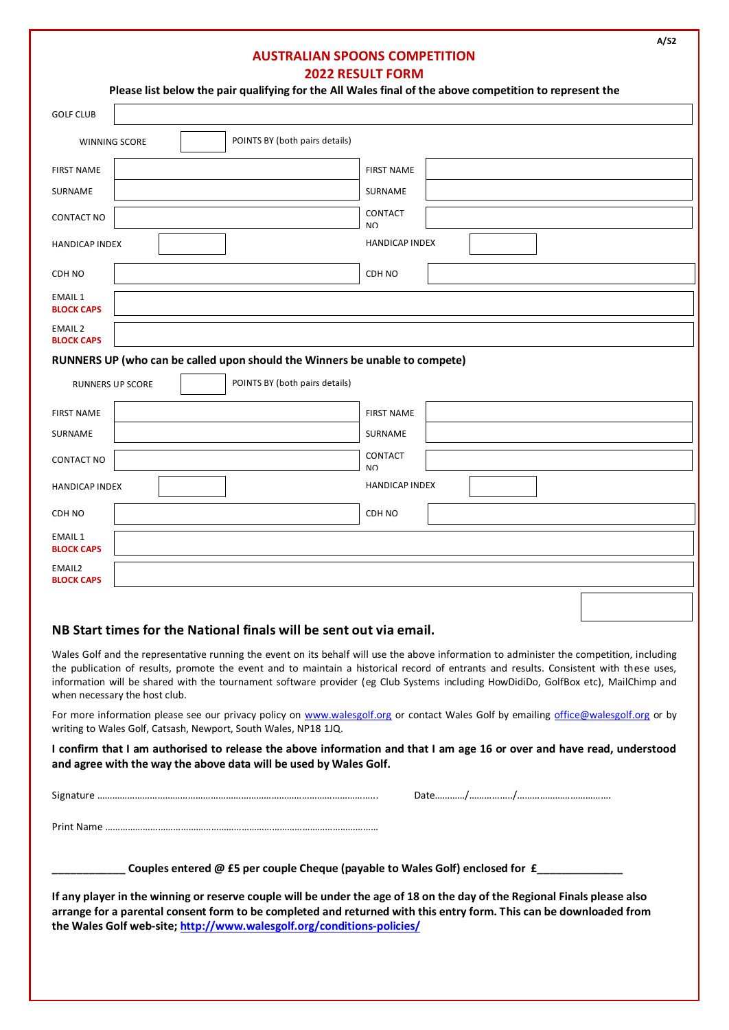A/S2

# AUSTRALIAN SPOONS COMPETITION
## 2022 RESULT FORM

**Please list below the pair qualifying for the All Wales final of the above competition to represent the**

| | | | |
|---|---|---|---|
| GOLF CLUB | | | |
| WINNING SCORE | | POINTS BY (both pairs details) | |
| FIRST NAME | | FIRST NAME | |
| SURNAME | | SURNAME | |
| CONTACT NO | | CONTACT NO | |
| HANDICAP INDEX | | HANDICAP INDEX | |
| CDH NO | | CDH NO | |
| EMAIL 1 **BLOCK CAPS** | | | |
| EMAIL 2 **BLOCK CAPS** | | | |

**RUNNERS UP (who can be called upon should the Winners be unable to compete)**

| | | | |
|---|---|---|---|
| RUNNERS UP SCORE | | POINTS BY (both pairs details) | |
| FIRST NAME | | FIRST NAME | |
| SURNAME | | SURNAME | |
| CONTACT NO | | CONTACT NO | |
| HANDICAP INDEX | | HANDICAP INDEX | |
| CDH NO | | CDH NO | |
| EMAIL 1 **BLOCK CAPS** | | | |
| EMAIL2 **BLOCK CAPS** | | | |

### NB Start times for the National finals will be sent out via email.

Wales Golf and the representative running the event on its behalf will use the above information to administer the competition, including the publication of results, promote the event and to maintain a historical record of entrants and results. Consistent with these uses, information will be shared with the tournament software provider (eg Club Systems including HowDidiDo, GolfBox etc), MailChimp and when necessary the host club.

For more information please see our privacy policy on www.walesgolf.org or contact Wales Golf by emailing office@walesgolf.org or by writing to Wales Golf, Catsash, Newport, South Wales, NP18 1JQ.

**I confirm that I am authorised to release the above information and that I am age 16 or over and have read, understood and agree with the way the above data will be used by Wales Golf.**

Signature ……………………………………………………………………………………………….. Date…………/……………../………………………………

Print Name ………………………………………………………………………………………………

**____________ Couples entered @ £5 per couple Cheque (payable to Wales Golf) enclosed for £______________**

**If any player in the winning or reserve couple will be under the age of 18 on the day of the Regional Finals please also arrange for a parental consent form to be completed and returned with this entry form. This can be downloaded from the Wales Golf web-site; http://www.walesgolf.org/conditions-policies/**